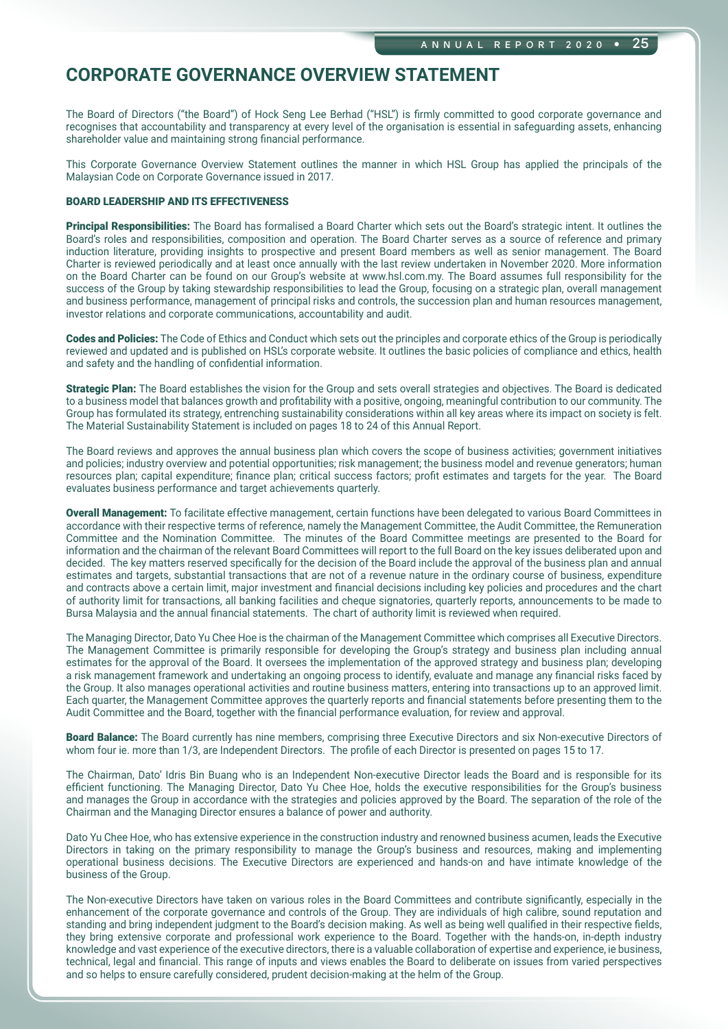# CORPORATE GOVERNANCE OVERVIEW STATEMENT

The Board of Directors ("the Board") of Hock Seng Lee Berhad ("HSL") is firmly committed to good corporate governance and recognises that accountability and transparency at every level of the organisation is essential in safeguarding assets, enhancing shareholder value and maintaining strong financial performance.

This Corporate Governance Overview Statement outlines the manner in which HSL Group has applied the principals of the Malaysian Code on Corporate Governance issued in 2017.

### BOARD LEADERSHIP AND ITS EFFECTIVENESS

**Principal Responsibilities:** The Board has formalised a Board Charter which sets out the Board's strategic intent. It outlines the Board's roles and responsibilities, composition and operation. The Board Charter serves as a source of reference and primary induction literature, providing insights to prospective and present Board members as well as senior management. The Board Charter is reviewed periodically and at least once annually with the last review undertaken in November 2020. More information on the Board Charter can be found on our Group's website at www.hsl.com.my. The Board assumes full responsibility for the success of the Group by taking stewardship responsibilities to lead the Group, focusing on a strategic plan, overall management and business performance, management of principal risks and controls, the succession plan and human resources management, investor relations and corporate communications, accountability and audit.

**Codes and Policies:** The Code of Ethics and Conduct which sets out the principles and corporate ethics of the Group is periodically reviewed and updated and is published on HSL's corporate website. It outlines the basic policies of compliance and ethics, health and safety and the handling of confidential information.

**Strategic Plan:** The Board establishes the vision for the Group and sets overall strategies and objectives. The Board is dedicated to a business model that balances growth and profitability with a positive, ongoing, meaningful contribution to our community. The Group has formulated its strategy, entrenching sustainability considerations within all key areas where its impact on society is felt. The Material Sustainability Statement is included on pages 18 to 24 of this Annual Report.

The Board reviews and approves the annual business plan which covers the scope of business activities; government initiatives and policies; industry overview and potential opportunities; risk management; the business model and revenue generators; human resources plan; capital expenditure; finance plan; critical success factors; profit estimates and targets for the year. The Board evaluates business performance and target achievements quarterly.

**Overall Management:** To facilitate effective management, certain functions have been delegated to various Board Committees in accordance with their respective terms of reference, namely the Management Committee, the Audit Committee, the Remuneration Committee and the Nomination Committee. The minutes of the Board Committee meetings are presented to the Board for information and the chairman of the relevant Board Committees will report to the full Board on the key issues deliberated upon and decided. The key matters reserved specifically for the decision of the Board include the approval of the business plan and annual estimates and targets, substantial transactions that are not of a revenue nature in the ordinary course of business, expenditure and contracts above a certain limit, major investment and financial decisions including key policies and procedures and the chart of authority limit for transactions, all banking facilities and cheque signatories, quarterly reports, announcements to be made to Bursa Malaysia and the annual financial statements. The chart of authority limit is reviewed when required.

The Managing Director, Dato Yu Chee Hoe is the chairman of the Management Committee which comprises all Executive Directors. The Management Committee is primarily responsible for developing the Group's strategy and business plan including annual estimates for the approval of the Board. It oversees the implementation of the approved strategy and business plan; developing a risk management framework and undertaking an ongoing process to identify, evaluate and manage any financial risks faced by the Group. It also manages operational activities and routine business matters, entering into transactions up to an approved limit. Each quarter, the Management Committee approves the quarterly reports and financial statements before presenting them to the Audit Committee and the Board, together with the financial performance evaluation, for review and approval.

**Board Balance:** The Board currently has nine members, comprising three Executive Directors and six Non-executive Directors of whom four ie. more than 1/3, are Independent Directors. The profile of each Director is presented on pages 15 to 17.

The Chairman, Dato' Idris Bin Buang who is an Independent Non-executive Director leads the Board and is responsible for its efficient functioning. The Managing Director, Dato Yu Chee Hoe, holds the executive responsibilities for the Group's business and manages the Group in accordance with the strategies and policies approved by the Board. The separation of the role of the Chairman and the Managing Director ensures a balance of power and authority.

Dato Yu Chee Hoe, who has extensive experience in the construction industry and renowned business acumen, leads the Executive Directors in taking on the primary responsibility to manage the Group's business and resources, making and implementing operational business decisions. The Executive Directors are experienced and hands-on and have intimate knowledge of the business of the Group.

The Non-executive Directors have taken on various roles in the Board Committees and contribute significantly, especially in the enhancement of the corporate governance and controls of the Group. They are individuals of high calibre, sound reputation and standing and bring independent judgment to the Board's decision making. As well as being well qualified in their respective fields, they bring extensive corporate and professional work experience to the Board. Together with the hands-on, in-depth industry knowledge and vast experience of the executive directors, there is a valuable collaboration of expertise and experience, ie business, technical, legal and financial. This range of inputs and views enables the Board to deliberate on issues from varied perspectives and so helps to ensure carefully considered, prudent decision-making at the helm of the Group.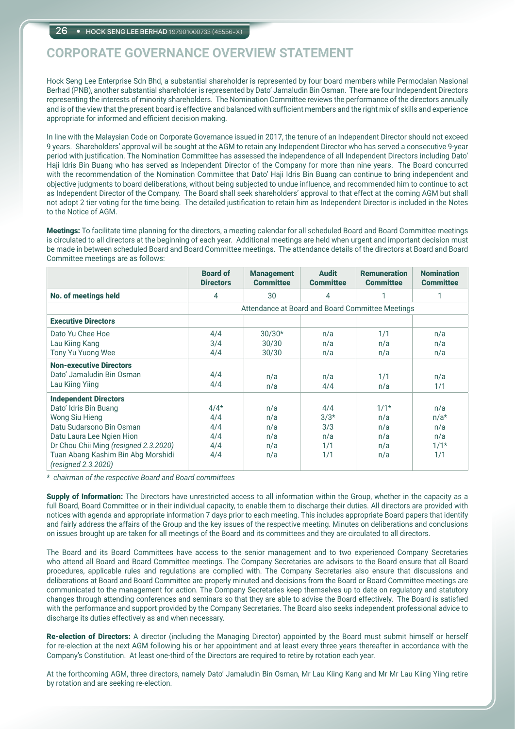# CORPORATE GOVERNANCE OVERVIEW STATEMENT

Hock Seng Lee Enterprise Sdn Bhd, a substantial shareholder is represented by four board members while Permodalan Nasional Berhad (PNB), another substantial shareholder is represented by Dato' Jamaludin Bin Osman. There are four Independent Directors representing the interests of minority shareholders. The Nomination Committee reviews the performance of the directors annually and is of the view that the present board is effective and balanced with sufficient members and the right mix of skills and experience appropriate for informed and efficient decision making.

In line with the Malaysian Code on Corporate Governance issued in 2017, the tenure of an Independent Director should not exceed 9 years. Shareholders' approval will be sought at the AGM to retain any Independent Director who has served a consecutive 9-year period with justification. The Nomination Committee has assessed the independence of all Independent Directors including Dato' Haji Idris Bin Buang who has served as Independent Director of the Company for more than nine years. The Board concurred with the recommendation of the Nomination Committee that Dato' Haji Idris Bin Buang can continue to bring independent and objective judgments to board deliberations, without being subjected to undue influence, and recommended him to continue to act as Independent Director of the Company. The Board shall seek shareholders' approval to that effect at the coming AGM but shall not adopt 2 tier voting for the time being. The detailed justification to retain him as Independent Director is included in the Notes to the Notice of AGM.

**Meetings:** To facilitate time planning for the directors, a meeting calendar for all scheduled Board and Board Committee meetings is circulated to all directors at the beginning of each year. Additional meetings are held when urgent and important decision must be made in between scheduled Board and Board Committee meetings. The attendance details of the directors at Board and Board Committee meetings are as follows:

| | Board of Directors | Management Committee | Audit Committee | Remuneration Committee | Nomination Committee |
|---|---|---|---|---|---|
| **No. of meetings held** | 4 | 30 | 4 | 1 | 1 |
| | Attendance at Board and Board Committee Meetings | | | | |
| **Executive Directors** | | | | | |
| Dato Yu Chee Hoe | 4/4 | 30/30* | n/a | 1/1 | n/a |
| Lau Kiing Kang | 3/4 | 30/30 | n/a | n/a | n/a |
| Tony Yu Yuong Wee | 4/4 | 30/30 | n/a | n/a | n/a |
| **Non-executive Directors** | | | | | |
| Dato' Jamaludin Bin Osman | 4/4 | n/a | n/a | 1/1 | n/a |
| Lau Kiing Yiing | 4/4 | n/a | 4/4 | n/a | 1/1 |
| **Independent Directors** | | | | | |
| Dato' Idris Bin Buang | 4/4* | n/a | 4/4 | 1/1* | n/a |
| Wong Siu Hieng | 4/4 | n/a | 3/3* | n/a | n/a* |
| Datu Sudarsono Bin Osman | 4/4 | n/a | 3/3 | n/a | n/a |
| Datu Laura Lee Ngien Hion | 4/4 | n/a | n/a | n/a | n/a |
| Dr Chou Chii Ming *(resigned 2.3.2020)* | 4/4 | n/a | 1/1 | n/a | 1/1* |
| Tuan Abang Kashim Bin Abg Morshidi *(resigned 2.3.2020)* | 4/4 | n/a | 1/1 | n/a | 1/1 |

*\* chairman of the respective Board and Board committees*

**Supply of Information:** The Directors have unrestricted access to all information within the Group, whether in the capacity as a full Board, Board Committee or in their individual capacity, to enable them to discharge their duties. All directors are provided with notices with agenda and appropriate information 7 days prior to each meeting. This includes appropriate Board papers that identify and fairly address the affairs of the Group and the key issues of the respective meeting. Minutes on deliberations and conclusions on issues brought up are taken for all meetings of the Board and its committees and they are circulated to all directors.

The Board and its Board Committees have access to the senior management and to two experienced Company Secretaries who attend all Board and Board Committee meetings. The Company Secretaries are advisors to the Board ensure that all Board procedures, applicable rules and regulations are complied with. The Company Secretaries also ensure that discussions and deliberations at Board and Board Committee are properly minuted and decisions from the Board or Board Committee meetings are communicated to the management for action. The Company Secretaries keep themselves up to date on regulatory and statutory changes through attending conferences and seminars so that they are able to advise the Board effectively. The Board is satisfied with the performance and support provided by the Company Secretaries. The Board also seeks independent professional advice to discharge its duties effectively as and when necessary.

**Re-election of Directors:** A director (including the Managing Director) appointed by the Board must submit himself or herself for re-election at the next AGM following his or her appointment and at least every three years thereafter in accordance with the Company's Constitution. At least one-third of the Directors are required to retire by rotation each year.

At the forthcoming AGM, three directors, namely Dato' Jamaludin Bin Osman, Mr Lau Kiing Kang and Mr Mr Lau Kiing Yiing retire by rotation and are seeking re-election.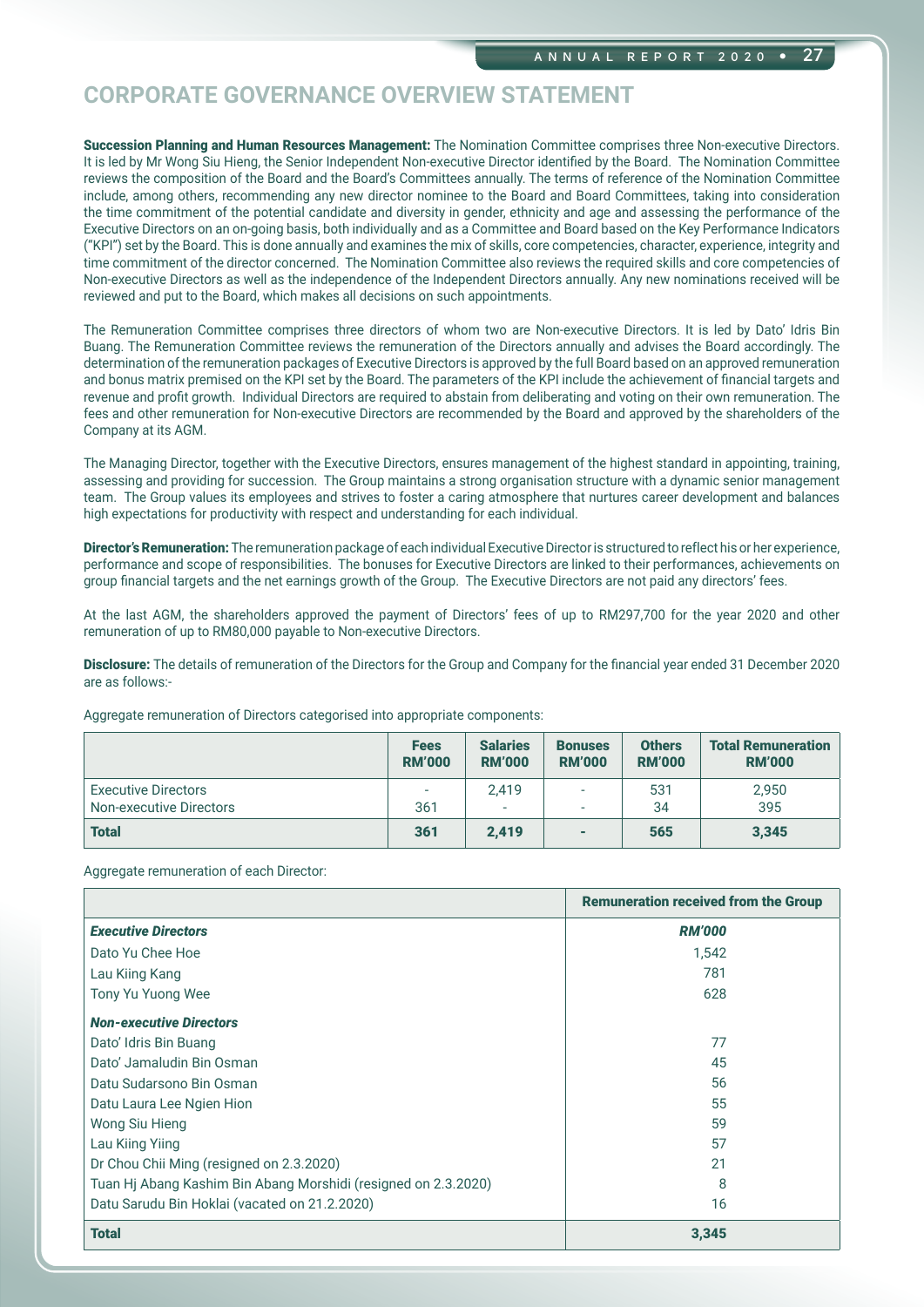# CORPORATE GOVERNANCE OVERVIEW STATEMENT

**Succession Planning and Human Resources Management:** The Nomination Committee comprises three Non-executive Directors. It is led by Mr Wong Siu Hieng, the Senior Independent Non-executive Director identified by the Board. The Nomination Committee reviews the composition of the Board and the Board's Committees annually. The terms of reference of the Nomination Committee include, among others, recommending any new director nominee to the Board and Board Committees, taking into consideration the time commitment of the potential candidate and diversity in gender, ethnicity and age and assessing the performance of the Executive Directors on an on-going basis, both individually and as a Committee and Board based on the Key Performance Indicators ("KPI") set by the Board. This is done annually and examines the mix of skills, core competencies, character, experience, integrity and time commitment of the director concerned. The Nomination Committee also reviews the required skills and core competencies of Non-executive Directors as well as the independence of the Independent Directors annually. Any new nominations received will be reviewed and put to the Board, which makes all decisions on such appointments.

The Remuneration Committee comprises three directors of whom two are Non-executive Directors. It is led by Dato' Idris Bin Buang. The Remuneration Committee reviews the remuneration of the Directors annually and advises the Board accordingly. The determination of the remuneration packages of Executive Directors is approved by the full Board based on an approved remuneration and bonus matrix premised on the KPI set by the Board. The parameters of the KPI include the achievement of financial targets and revenue and profit growth. Individual Directors are required to abstain from deliberating and voting on their own remuneration. The fees and other remuneration for Non-executive Directors are recommended by the Board and approved by the shareholders of the Company at its AGM.

The Managing Director, together with the Executive Directors, ensures management of the highest standard in appointing, training, assessing and providing for succession. The Group maintains a strong organisation structure with a dynamic senior management team. The Group values its employees and strives to foster a caring atmosphere that nurtures career development and balances high expectations for productivity with respect and understanding for each individual.

**Director's Remuneration:** The remuneration package of each individual Executive Director is structured to reflect his or her experience, performance and scope of responsibilities. The bonuses for Executive Directors are linked to their performances, achievements on group financial targets and the net earnings growth of the Group. The Executive Directors are not paid any directors' fees.

At the last AGM, the shareholders approved the payment of Directors' fees of up to RM297,700 for the year 2020 and other remuneration of up to RM80,000 payable to Non-executive Directors.

**Disclosure:** The details of remuneration of the Directors for the Group and Company for the financial year ended 31 December 2020 are as follows:-

Aggregate remuneration of Directors categorised into appropriate components:

| | Fees RM'000 | Salaries RM'000 | Bonuses RM'000 | Others RM'000 | Total Remuneration RM'000 |
|---|---|---|---|---|---|
| Executive Directors | - | 2,419 | - | 531 | 2,950 |
| Non-executive Directors | 361 | - | - | 34 | 395 |
| **Total** | **361** | **2,419** | **-** | **565** | **3,345** |

Aggregate remuneration of each Director:

| | Remuneration received from the Group |
|---|---|
| ***Executive Directors*** | ***RM'000*** |
| Dato Yu Chee Hoe | 1,542 |
| Lau Kiing Kang | 781 |
| Tony Yu Yuong Wee | 628 |
| ***Non-executive Directors*** | |
| Dato' Idris Bin Buang | 77 |
| Dato' Jamaludin Bin Osman | 45 |
| Datu Sudarsono Bin Osman | 56 |
| Datu Laura Lee Ngien Hion | 55 |
| Wong Siu Hieng | 59 |
| Lau Kiing Yiing | 57 |
| Dr Chou Chii Ming (resigned on 2.3.2020) | 21 |
| Tuan Hj Abang Kashim Bin Abang Morshidi (resigned on 2.3.2020) | 8 |
| Datu Sarudu Bin Hoklai (vacated on 21.2.2020) | 16 |
| **Total** | **3,345** |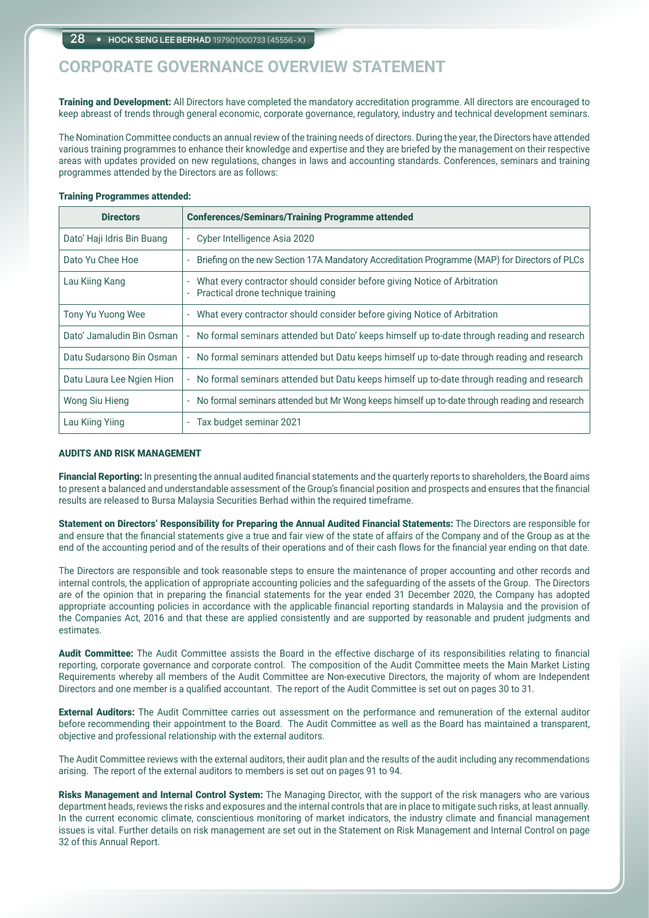# CORPORATE GOVERNANCE OVERVIEW STATEMENT

**Training and Development:** All Directors have completed the mandatory accreditation programme. All directors are encouraged to keep abreast of trends through general economic, corporate governance, regulatory, industry and technical development seminars.

The Nomination Committee conducts an annual review of the training needs of directors. During the year, the Directors have attended various training programmes to enhance their knowledge and expertise and they are briefed by the management on their respective areas with updates provided on new regulations, changes in laws and accounting standards. Conferences, seminars and training programmes attended by the Directors are as follows:

**Training Programmes attended:**

| Directors | Conferences/Seminars/Training Programme attended |
|---|---|
| Dato' Haji Idris Bin Buang | - Cyber Intelligence Asia 2020 |
| Dato Yu Chee Hoe | - Briefing on the new Section 17A Mandatory Accreditation Programme (MAP) for Directors of PLCs |
| Lau Kiing Kang | - What every contractor should consider before giving Notice of Arbitration<br>- Practical drone technique training |
| Tony Yu Yuong Wee | - What every contractor should consider before giving Notice of Arbitration |
| Dato' Jamaludin Bin Osman | - No formal seminars attended but Dato' keeps himself up to-date through reading and research |
| Datu Sudarsono Bin Osman | - No formal seminars attended but Datu keeps himself up to-date through reading and research |
| Datu Laura Lee Ngien Hion | - No formal seminars attended but Datu keeps himself up to-date through reading and research |
| Wong Siu Hieng | - No formal seminars attended but Mr Wong keeps himself up to-date through reading and research |
| Lau Kiing Yiing | - Tax budget seminar 2021 |

## AUDITS AND RISK MANAGEMENT

**Financial Reporting:** In presenting the annual audited financial statements and the quarterly reports to shareholders, the Board aims to present a balanced and understandable assessment of the Group's financial position and prospects and ensures that the financial results are released to Bursa Malaysia Securities Berhad within the required timeframe.

**Statement on Directors' Responsibility for Preparing the Annual Audited Financial Statements:** The Directors are responsible for and ensure that the financial statements give a true and fair view of the state of affairs of the Company and of the Group as at the end of the accounting period and of the results of their operations and of their cash flows for the financial year ending on that date.

The Directors are responsible and took reasonable steps to ensure the maintenance of proper accounting and other records and internal controls, the application of appropriate accounting policies and the safeguarding of the assets of the Group. The Directors are of the opinion that in preparing the financial statements for the year ended 31 December 2020, the Company has adopted appropriate accounting policies in accordance with the applicable financial reporting standards in Malaysia and the provision of the Companies Act, 2016 and that these are applied consistently and are supported by reasonable and prudent judgments and estimates.

**Audit Committee:** The Audit Committee assists the Board in the effective discharge of its responsibilities relating to financial reporting, corporate governance and corporate control. The composition of the Audit Committee meets the Main Market Listing Requirements whereby all members of the Audit Committee are Non-executive Directors, the majority of whom are Independent Directors and one member is a qualified accountant. The report of the Audit Committee is set out on pages 30 to 31.

**External Auditors:** The Audit Committee carries out assessment on the performance and remuneration of the external auditor before recommending their appointment to the Board. The Audit Committee as well as the Board has maintained a transparent, objective and professional relationship with the external auditors.

The Audit Committee reviews with the external auditors, their audit plan and the results of the audit including any recommendations arising. The report of the external auditors to members is set out on pages 91 to 94.

**Risks Management and Internal Control System:** The Managing Director, with the support of the risk managers who are various department heads, reviews the risks and exposures and the internal controls that are in place to mitigate such risks, at least annually. In the current economic climate, conscientious monitoring of market indicators, the industry climate and financial management issues is vital. Further details on risk management are set out in the Statement on Risk Management and Internal Control on page 32 of this Annual Report.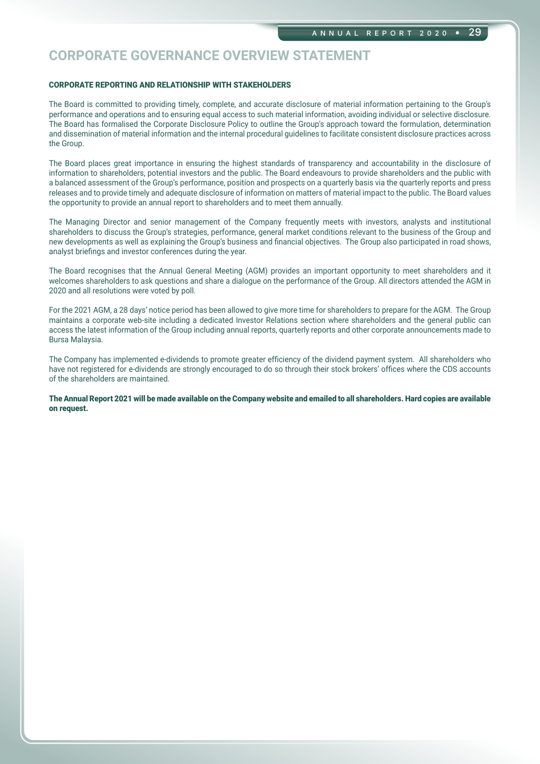# CORPORATE GOVERNANCE OVERVIEW STATEMENT

## CORPORATE REPORTING AND RELATIONSHIP WITH STAKEHOLDERS

The Board is committed to providing timely, complete, and accurate disclosure of material information pertaining to the Group's performance and operations and to ensuring equal access to such material information, avoiding individual or selective disclosure. The Board has formalised the Corporate Disclosure Policy to outline the Group's approach toward the formulation, determination and dissemination of material information and the internal procedural guidelines to facilitate consistent disclosure practices across the Group.

The Board places great importance in ensuring the highest standards of transparency and accountability in the disclosure of information to shareholders, potential investors and the public. The Board endeavours to provide shareholders and the public with a balanced assessment of the Group's performance, position and prospects on a quarterly basis via the quarterly reports and press releases and to provide timely and adequate disclosure of information on matters of material impact to the public. The Board values the opportunity to provide an annual report to shareholders and to meet them annually.

The Managing Director and senior management of the Company frequently meets with investors, analysts and institutional shareholders to discuss the Group's strategies, performance, general market conditions relevant to the business of the Group and new developments as well as explaining the Group's business and financial objectives. The Group also participated in road shows, analyst briefings and investor conferences during the year.

The Board recognises that the Annual General Meeting (AGM) provides an important opportunity to meet shareholders and it welcomes shareholders to ask questions and share a dialogue on the performance of the Group. All directors attended the AGM in 2020 and all resolutions were voted by poll.

For the 2021 AGM, a 28 days' notice period has been allowed to give more time for shareholders to prepare for the AGM. The Group maintains a corporate web-site including a dedicated Investor Relations section where shareholders and the general public can access the latest information of the Group including annual reports, quarterly reports and other corporate announcements made to Bursa Malaysia.

The Company has implemented e-dividends to promote greater efficiency of the dividend payment system. All shareholders who have not registered for e-dividends are strongly encouraged to do so through their stock brokers' offices where the CDS accounts of the shareholders are maintained.

**The Annual Report 2021 will be made available on the Company website and emailed to all shareholders. Hard copies are available on request.**